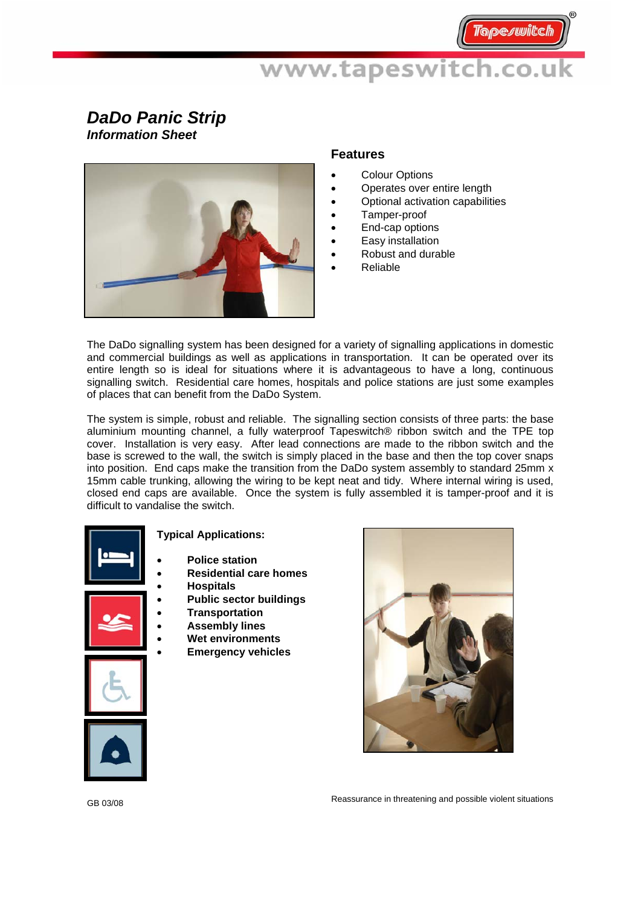# DaDo Panic Strip

***Information Sheet***

## Features

- Colour Options
- Operates over entire length
- Optional activation capabilities
- Tamper-proof
- End-cap options
- Easy installation
- Robust and durable
- Reliable

The DaDo signalling system has been designed for a variety of signalling applications in domestic and commercial buildings as well as applications in transportation. It can be operated over its entire length so is ideal for situations where it is advantageous to have a long, continuous signalling switch. Residential care homes, hospitals and police stations are just some examples of places that can benefit from the DaDo System.

The system is simple, robust and reliable. The signalling section consists of three parts: the base aluminium mounting channel, a fully waterproof Tapeswitch® ribbon switch and the TPE top cover. Installation is very easy. After lead connections are made to the ribbon switch and the base is screwed to the wall, the switch is simply placed in the base and then the top cover snaps into position. End caps make the transition from the DaDo system assembly to standard 25mm x 15mm cable trunking, allowing the wiring to be kept neat and tidy. Where internal wiring is used, closed end caps are available. Once the system is fully assembled it is tamper-proof and it is difficult to vandalise the switch.

**Typical Applications:**

- **Police station**
- **Residential care homes**
- **Hospitals**
- **Public sector buildings**
- **Transportation**
- **Assembly lines**
- **Wet environments**
- **Emergency vehicles**

Reassurance in threatening and possible violent situations

GB 03/08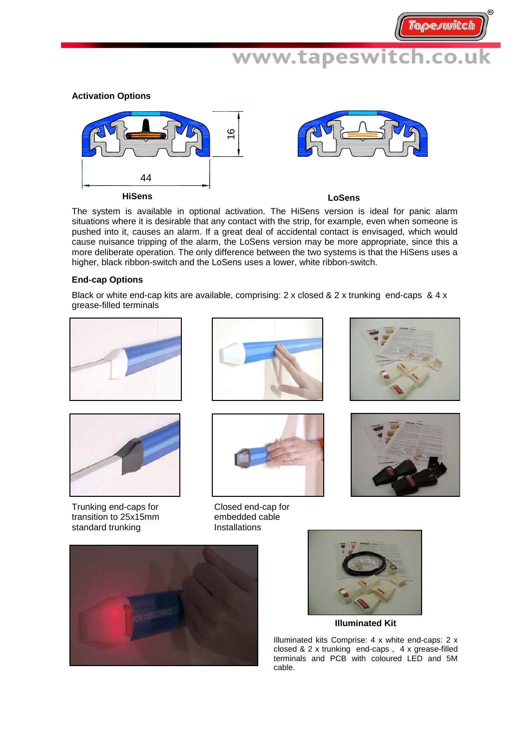## Activation Options

44

16

HiSens

LoSens

The system is available in optional activation. The HiSens version is ideal for panic alarm situations where it is desirable that any contact with the strip, for example, even when someone is pushed into it, causes an alarm. If a great deal of accidental contact is envisaged, which would cause nuisance tripping of the alarm, the LoSens version may be more appropriate, since this a more deliberate operation. The only difference between the two systems is that the HiSens uses a higher, black ribbon-switch and the LoSens uses a lower, white ribbon-switch.

## End-cap Options

Black or white end-cap kits are available, comprising: 2 x closed & 2 x trunking end-caps & 4 x grease-filled terminals

Trunking end-caps for transition to 25x15mm standard trunking

Closed end-cap for embedded cable Installations

**Illuminated Kit**

Illuminated kits Comprise: 4 x white end-caps: 2 x closed & 2 x trunking end-caps , 4 x grease-filled terminals and PCB with coloured LED and 5M cable.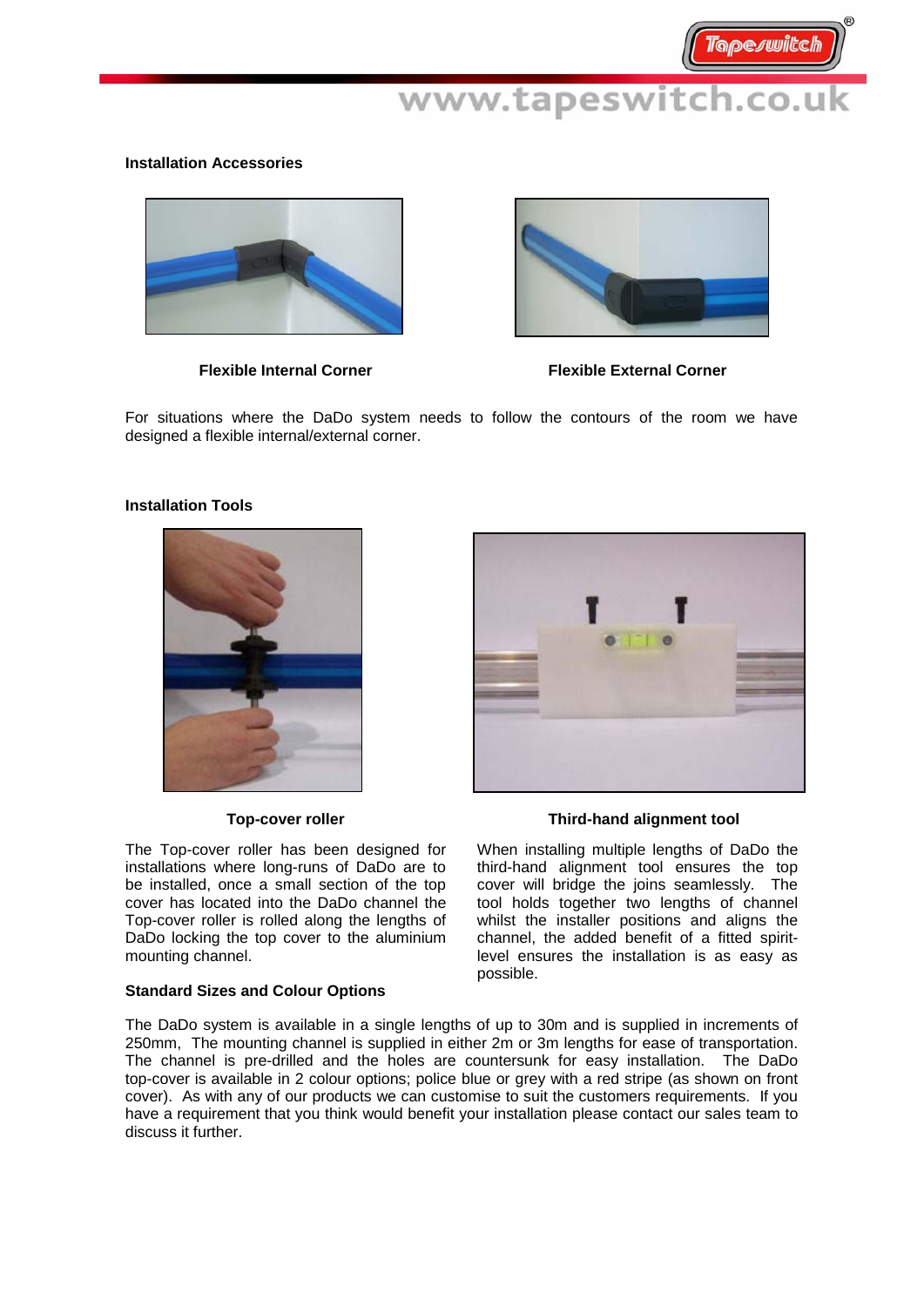### Installation Accessories

**Flexible Internal Corner**

**Flexible External Corner**

For situations where the DaDo system needs to follow the contours of the room we have designed a flexible internal/external corner.

### Installation Tools

**Top-cover roller**

The Top-cover roller has been designed for installations where long-runs of DaDo are to be installed, once a small section of the top cover has located into the DaDo channel the Top-cover roller is rolled along the lengths of DaDo locking the top cover to the aluminium mounting channel.

**Third-hand alignment tool**

When installing multiple lengths of DaDo the third-hand alignment tool ensures the top cover will bridge the joins seamlessly. The tool holds together two lengths of channel whilst the installer positions and aligns the channel, the added benefit of a fitted spirit-level ensures the installation is as easy as possible.

### Standard Sizes and Colour Options

The DaDo system is available in a single lengths of up to 30m and is supplied in increments of 250mm, The mounting channel is supplied in either 2m or 3m lengths for ease of transportation. The channel is pre-drilled and the holes are countersunk for easy installation. The DaDo top-cover is available in 2 colour options; police blue or grey with a red stripe (as shown on front cover). As with any of our products we can customise to suit the customers requirements. If you have a requirement that you think would benefit your installation please contact our sales team to discuss it further.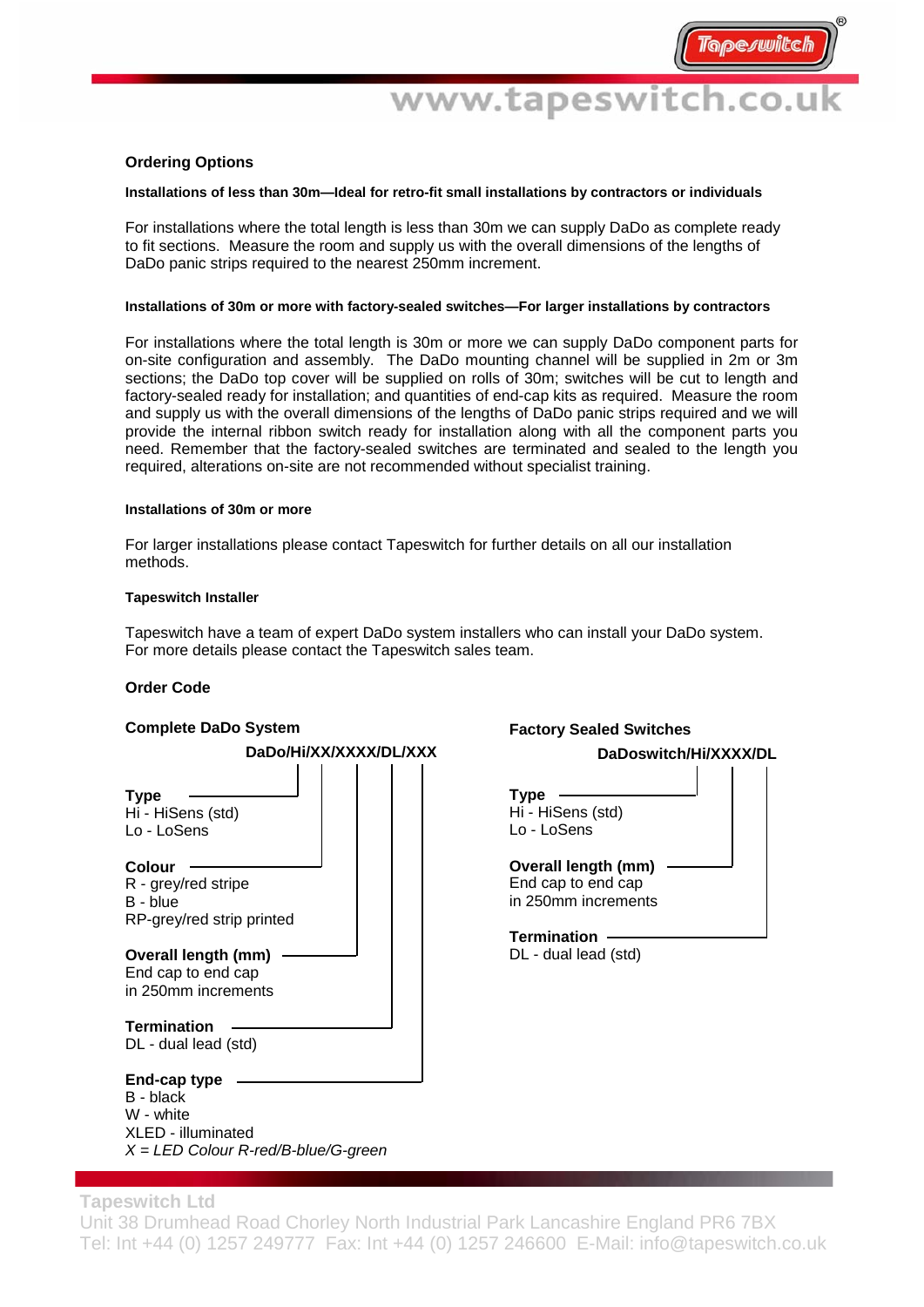## Ordering Options

#### Installations of less than 30m—Ideal for retro-fit small installations by contractors or individuals

For installations where the total length is less than 30m we can supply DaDo as complete ready to fit sections. Measure the room and supply us with the overall dimensions of the lengths of DaDo panic strips required to the nearest 250mm increment.

#### Installations of 30m or more with factory-sealed switches—For larger installations by contractors

For installations where the total length is 30m or more we can supply DaDo component parts for on-site configuration and assembly. The DaDo mounting channel will be supplied in 2m or 3m sections; the DaDo top cover will be supplied on rolls of 30m; switches will be cut to length and factory-sealed ready for installation; and quantities of end-cap kits as required. Measure the room and supply us with the overall dimensions of the lengths of DaDo panic strips required and we will provide the internal ribbon switch ready for installation along with all the component parts you need. Remember that the factory-sealed switches are terminated and sealed to the length you required, alterations on-site are not recommended without specialist training.

#### Installations of 30m or more

For larger installations please contact Tapeswitch for further details on all our installation methods.

#### Tapeswitch Installer

Tapeswitch have a team of expert DaDo system installers who can install your DaDo system. For more details please contact the Tapeswitch sales team.

## Order Code

### Complete DaDo System

**DaDo/Hi/XX/XXXX/DL/XXX**

**Type**
Hi - HiSens (std)
Lo - LoSens

**Colour**
R - grey/red stripe
B - blue
RP-grey/red strip printed

**Overall length (mm)**
End cap to end cap
in 250mm increments

**Termination**
DL - dual lead (std)

**End-cap type**
B - black
W - white
XLED - illuminated
*X = LED Colour R-red/B-blue/G-green*

### Factory Sealed Switches

**DaDoswitch/Hi/XXXX/DL**

**Type**
Hi - HiSens (std)
Lo - LoSens

**Overall length (mm)**
End cap to end cap
in 250mm increments

**Termination**
DL - dual lead (std)

**Tapeswitch Ltd**
Unit 38 Drumhead Road Chorley North Industrial Park Lancashire England PR6 7BX
Tel: Int +44 (0) 1257 249777 Fax: Int +44 (0) 1257 246600 E-Mail: info@tapeswitch.co.uk